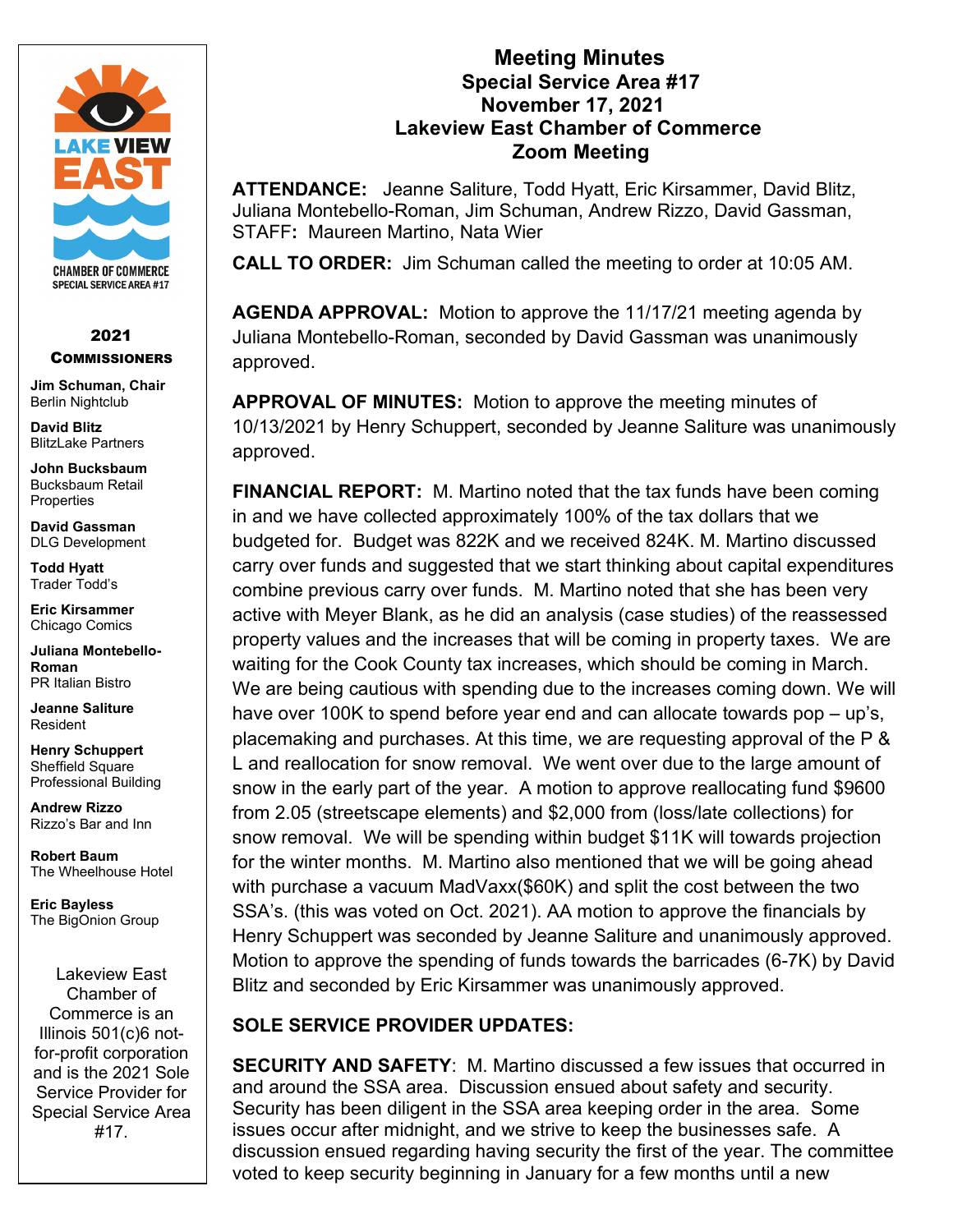# Meeting Minutes
## Special Service Area #17
## November 17, 2021
## Lakeview East Chamber of Commerce
## Zoom Meeting

**ATTENDANCE:** Jeanne Saliture, Todd Hyatt, Eric Kirsammer, David Blitz, Juliana Montebello-Roman, Jim Schuman, Andrew Rizzo, David Gassman, STAFF**:** Maureen Martino, Nata Wier

**CALL TO ORDER:** Jim Schuman called the meeting to order at 10:05 AM.

**AGENDA APPROVAL:** Motion to approve the 11/17/21 meeting agenda by Juliana Montebello-Roman, seconded by David Gassman was unanimously approved.

**APPROVAL OF MINUTES:** Motion to approve the meeting minutes of 10/13/2021 by Henry Schuppert, seconded by Jeanne Saliture was unanimously approved.

**FINANCIAL REPORT:** M. Martino noted that the tax funds have been coming in and we have collected approximately 100% of the tax dollars that we budgeted for. Budget was 822K and we received 824K. M. Martino discussed carry over funds and suggested that we start thinking about capital expenditures combine previous carry over funds. M. Martino noted that she has been very active with Meyer Blank, as he did an analysis (case studies) of the reassessed property values and the increases that will be coming in property taxes. We are waiting for the Cook County tax increases, which should be coming in March. We are being cautious with spending due to the increases coming down. We will have over 100K to spend before year end and can allocate towards pop – up's, placemaking and purchases. At this time, we are requesting approval of the P & L and reallocation for snow removal. We went over due to the large amount of snow in the early part of the year. A motion to approve reallocating fund $9600 from 2.05 (streetscape elements) and $2,000 from (loss/late collections) for snow removal. We will be spending within budget $11K will towards projection for the winter months. M. Martino also mentioned that we will be going ahead with purchase a vacuum MadVaxx($60K) and split the cost between the two SSA's. (this was voted on Oct. 2021). AA motion to approve the financials by Henry Schuppert was seconded by Jeanne Saliture and unanimously approved. Motion to approve the spending of funds towards the barricades (6-7K) by David Blitz and seconded by Eric Kirsammer was unanimously approved.

**SOLE SERVICE PROVIDER UPDATES:**

**SECURITY AND SAFETY**: M. Martino discussed a few issues that occurred in and around the SSA area. Discussion ensued about safety and security. Security has been diligent in the SSA area keeping order in the area. Some issues occur after midnight, and we strive to keep the businesses safe. A discussion ensued regarding having security the first of the year. The committee voted to keep security beginning in January for a few months until a new

---

LAKE VIEW EAST
CHAMBER OF COMMERCE
SPECIAL SERVICE AREA #17

**2021**
**COMMISSIONERS**

**Jim Schuman, Chair**
Berlin Nightclub

**David Blitz**
BlitzLake Partners

**John Bucksbaum**
Bucksbaum Retail Properties

**David Gassman**
DLG Development

**Todd Hyatt**
Trader Todd's

**Eric Kirsammer**
Chicago Comics

**Juliana Montebello-Roman**
PR Italian Bistro

**Jeanne Saliture**
Resident

**Henry Schuppert**
Sheffield Square Professional Building

**Andrew Rizzo**
Rizzo's Bar and Inn

**Robert Baum**
The Wheelhouse Hotel

**Eric Bayless**
The BigOnion Group

Lakeview East Chamber of Commerce is an Illinois 501(c)6 not-for-profit corporation and is the 2021 Sole Service Provider for Special Service Area #17.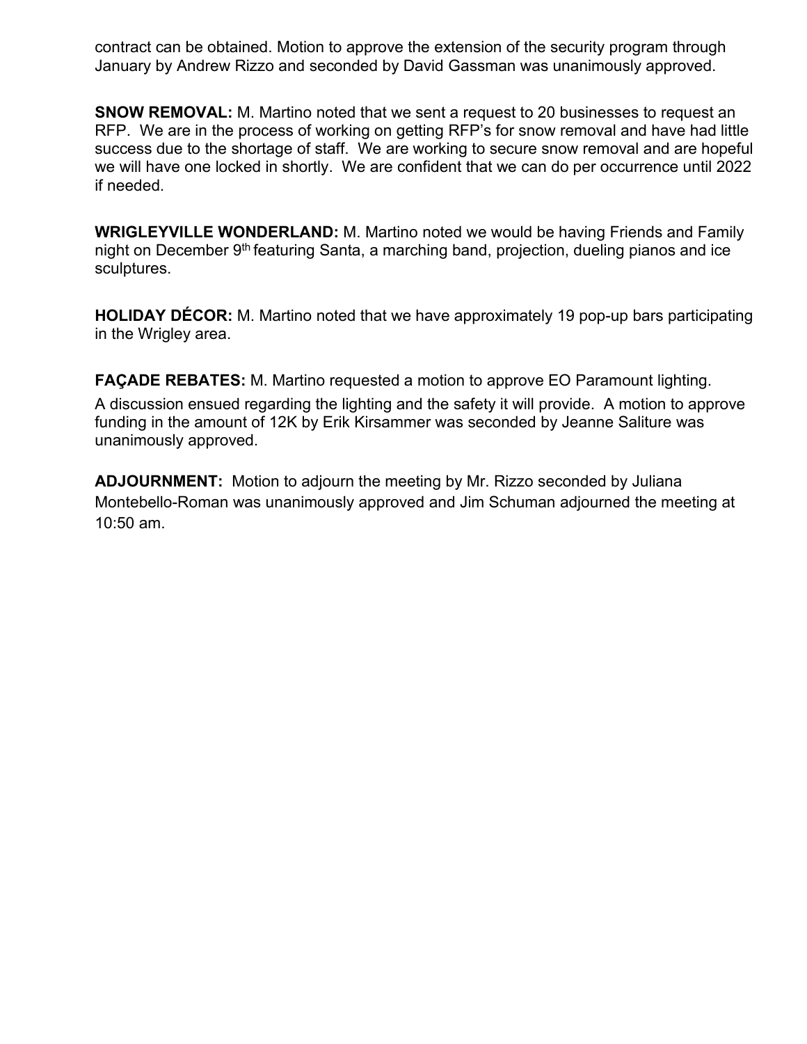contract can be obtained. Motion to approve the extension of the security program through January by Andrew Rizzo and seconded by David Gassman was unanimously approved.

**SNOW REMOVAL:** M. Martino noted that we sent a request to 20 businesses to request an RFP. We are in the process of working on getting RFP's for snow removal and have had little success due to the shortage of staff. We are working to secure snow removal and are hopeful we will have one locked in shortly. We are confident that we can do per occurrence until 2022 if needed.

**WRIGLEYVILLE WONDERLAND:** M. Martino noted we would be having Friends and Family night on December 9th featuring Santa, a marching band, projection, dueling pianos and ice sculptures.

**HOLIDAY DÉCOR:** M. Martino noted that we have approximately 19 pop-up bars participating in the Wrigley area.

**FAÇADE REBATES:** M. Martino requested a motion to approve EO Paramount lighting.

A discussion ensued regarding the lighting and the safety it will provide. A motion to approve funding in the amount of 12K by Erik Kirsammer was seconded by Jeanne Saliture was unanimously approved.

**ADJOURNMENT:** Motion to adjourn the meeting by Mr. Rizzo seconded by Juliana Montebello-Roman was unanimously approved and Jim Schuman adjourned the meeting at 10:50 am.